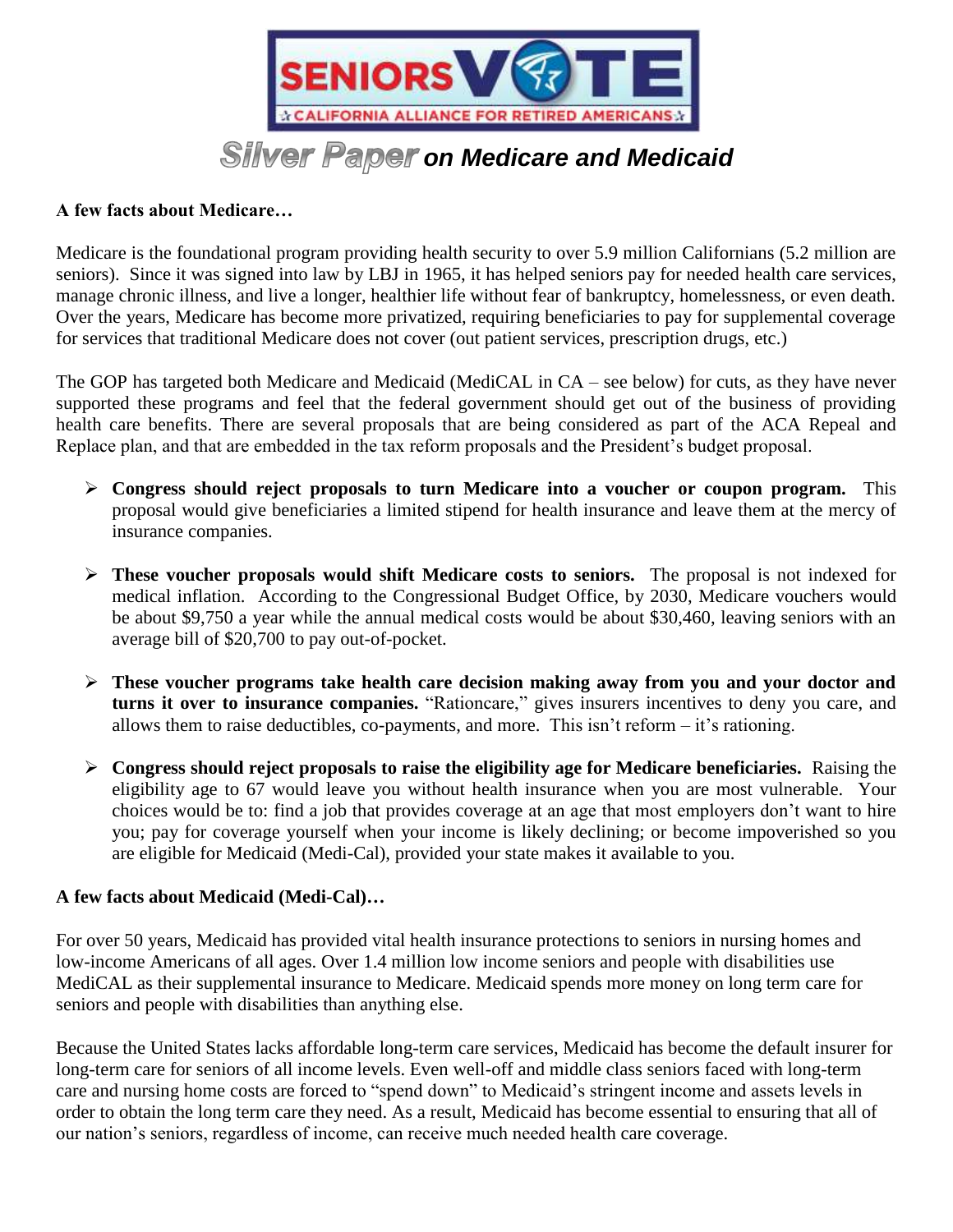# SENIORS VOTE

CALIFORNIA ALLIANCE FOR RETIRED AMERICANS

## Silver Paper on Medicare and Medicaid

**A few facts about Medicare…**

Medicare is the foundational program providing health security to over 5.9 million Californians (5.2 million are seniors). Since it was signed into law by LBJ in 1965, it has helped seniors pay for needed health care services, manage chronic illness, and live a longer, healthier life without fear of bankruptcy, homelessness, or even death. Over the years, Medicare has become more privatized, requiring beneficiaries to pay for supplemental coverage for services that traditional Medicare does not cover (out patient services, prescription drugs, etc.)

The GOP has targeted both Medicare and Medicaid (MediCAL in CA – see below) for cuts, as they have never supported these programs and feel that the federal government should get out of the business of providing health care benefits. There are several proposals that are being considered as part of the ACA Repeal and Replace plan, and that are embedded in the tax reform proposals and the President's budget proposal.

- **Congress should reject proposals to turn Medicare into a voucher or coupon program.** This proposal would give beneficiaries a limited stipend for health insurance and leave them at the mercy of insurance companies.

- **These voucher proposals would shift Medicare costs to seniors.** The proposal is not indexed for medical inflation. According to the Congressional Budget Office, by 2030, Medicare vouchers would be about $9,750 a year while the annual medical costs would be about $30,460, leaving seniors with an average bill of $20,700 to pay out-of-pocket.

- **These voucher programs take health care decision making away from you and your doctor and turns it over to insurance companies.** "Rationcare," gives insurers incentives to deny you care, and allows them to raise deductibles, co-payments, and more. This isn't reform – it's rationing.

- **Congress should reject proposals to raise the eligibility age for Medicare beneficiaries.** Raising the eligibility age to 67 would leave you without health insurance when you are most vulnerable. Your choices would be to: find a job that provides coverage at an age that most employers don't want to hire you; pay for coverage yourself when your income is likely declining; or become impoverished so you are eligible for Medicaid (Medi-Cal), provided your state makes it available to you.

**A few facts about Medicaid (Medi-Cal)…**

For over 50 years, Medicaid has provided vital health insurance protections to seniors in nursing homes and low-income Americans of all ages. Over 1.4 million low income seniors and people with disabilities use MediCAL as their supplemental insurance to Medicare. Medicaid spends more money on long term care for seniors and people with disabilities than anything else.

Because the United States lacks affordable long-term care services, Medicaid has become the default insurer for long-term care for seniors of all income levels. Even well-off and middle class seniors faced with long-term care and nursing home costs are forced to "spend down" to Medicaid's stringent income and assets levels in order to obtain the long term care they need. As a result, Medicaid has become essential to ensuring that all of our nation's seniors, regardless of income, can receive much needed health care coverage.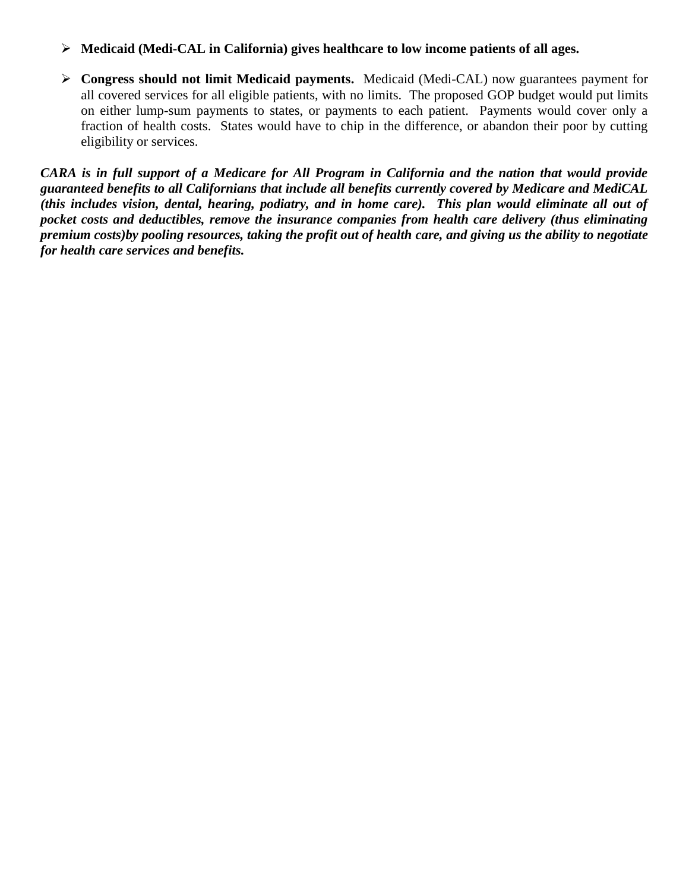- **Medicaid (Medi-CAL in California) gives healthcare to low income patients of all ages.**

- **Congress should not limit Medicaid payments.** Medicaid (Medi-CAL) now guarantees payment for all covered services for all eligible patients, with no limits. The proposed GOP budget would put limits on either lump-sum payments to states, or payments to each patient. Payments would cover only a fraction of health costs. States would have to chip in the difference, or abandon their poor by cutting eligibility or services.

***CARA is in full support of a Medicare for All Program in California and the nation that would provide guaranteed benefits to all Californians that include all benefits currently covered by Medicare and MediCAL (this includes vision, dental, hearing, podiatry, and in home care). This plan would eliminate all out of pocket costs and deductibles, remove the insurance companies from health care delivery (thus eliminating premium costs)by pooling resources, taking the profit out of health care, and giving us the ability to negotiate for health care services and benefits.***